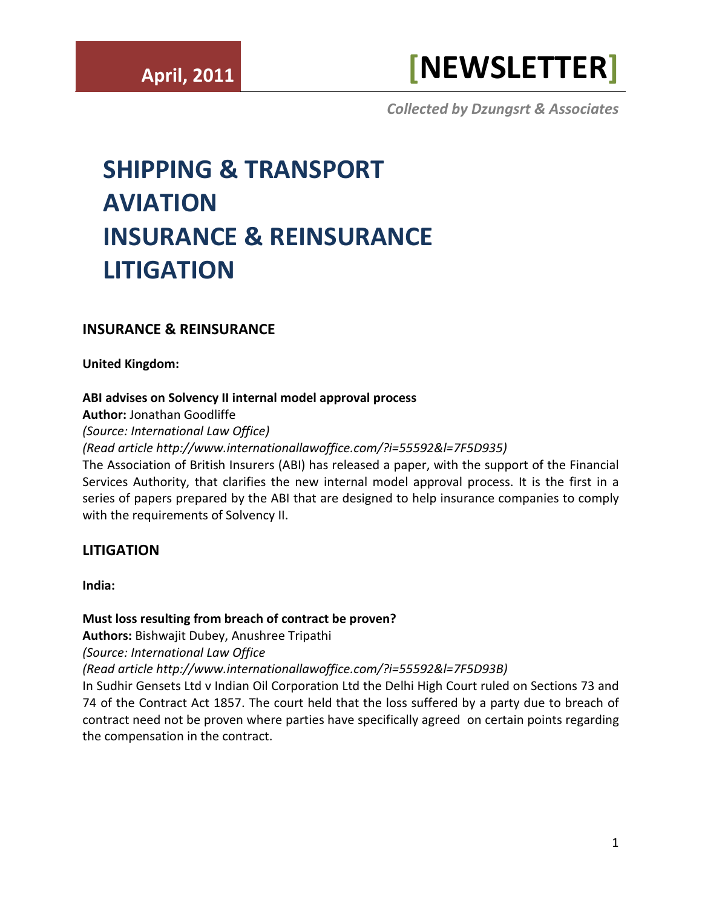April, 2011

# [NEWSLETTER]

*Collected by Dzungsrt & Associates*

# SHIPPING & TRANSPORT
# AVIATION
# INSURANCE & REINSURANCE
# LITIGATION

## INSURANCE & REINSURANCE

**United Kingdom:**

**ABI advises on Solvency II internal model approval process**
**Author:** Jonathan Goodliffe
*(Source: International Law Office)*
*(Read article http://www.internationallawoffice.com/?i=55592&l=7F5D935)*
The Association of British Insurers (ABI) has released a paper, with the support of the Financial Services Authority, that clarifies the new internal model approval process. It is the first in a series of papers prepared by the ABI that are designed to help insurance companies to comply with the requirements of Solvency II.

## LITIGATION

**India:**

**Must loss resulting from breach of contract be proven?**
**Authors:** Bishwajit Dubey, Anushree Tripathi
*(Source: International Law Office*
*(Read article http://www.internationallawoffice.com/?i=55592&l=7F5D93B)*
In Sudhir Gensets Ltd v Indian Oil Corporation Ltd the Delhi High Court ruled on Sections 73 and 74 of the Contract Act 1857. The court held that the loss suffered by a party due to breach of contract need not be proven where parties have specifically agreed on certain points regarding the compensation in the contract.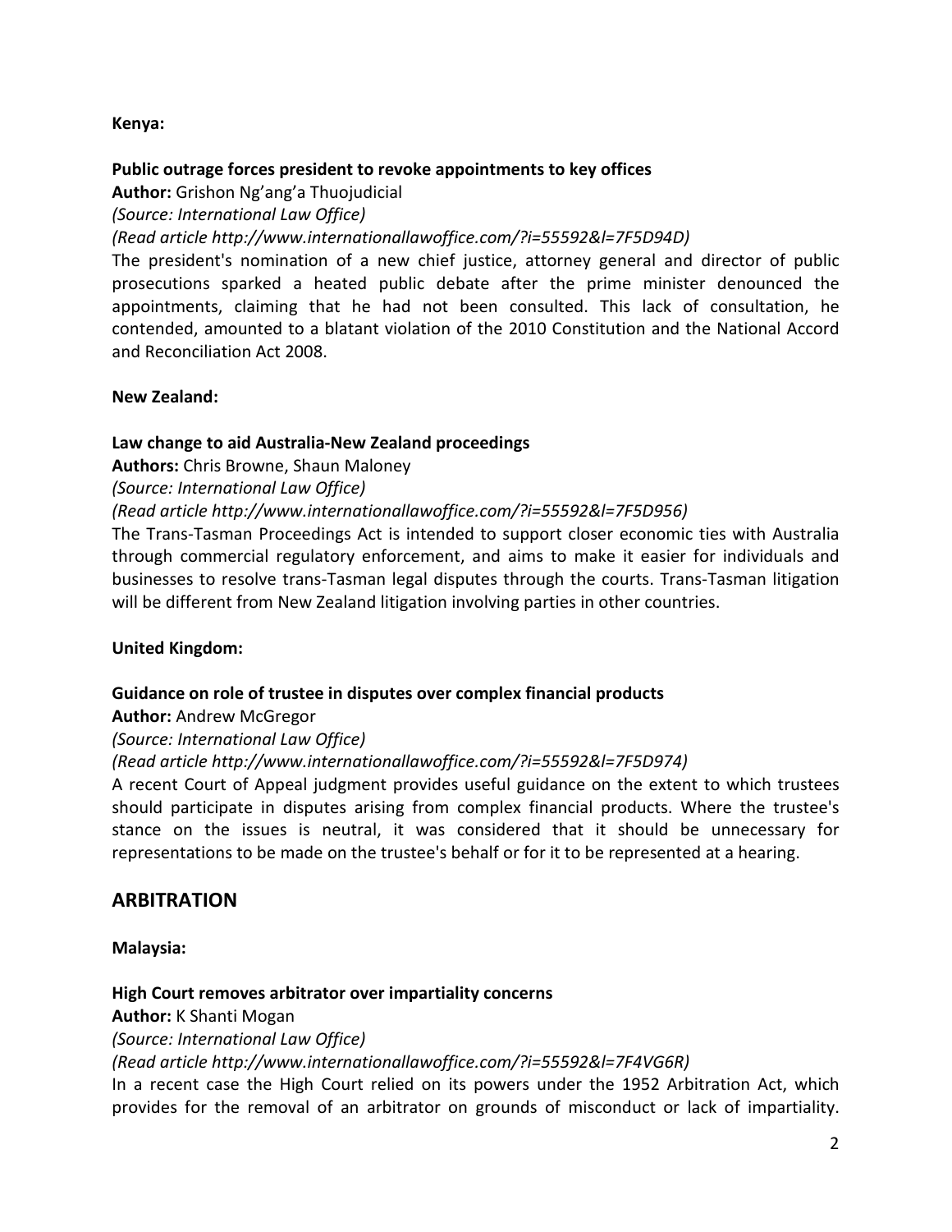**Kenya:**

**Public outrage forces president to revoke appointments to key offices**

**Author:** Grishon Ng'ang'a Thuojudicial

*(Source: International Law Office)*

*(Read article http://www.internationallawoffice.com/?i=55592&l=7F5D94D)*

The president's nomination of a new chief justice, attorney general and director of public prosecutions sparked a heated public debate after the prime minister denounced the appointments, claiming that he had not been consulted. This lack of consultation, he contended, amounted to a blatant violation of the 2010 Constitution and the National Accord and Reconciliation Act 2008.

**New Zealand:**

**Law change to aid Australia-New Zealand proceedings**

**Authors:** Chris Browne, Shaun Maloney

*(Source: International Law Office)*

*(Read article http://www.internationallawoffice.com/?i=55592&l=7F5D956)*

The Trans-Tasman Proceedings Act is intended to support closer economic ties with Australia through commercial regulatory enforcement, and aims to make it easier for individuals and businesses to resolve trans-Tasman legal disputes through the courts. Trans-Tasman litigation will be different from New Zealand litigation involving parties in other countries.

**United Kingdom:**

**Guidance on role of trustee in disputes over complex financial products**

**Author:** Andrew McGregor

*(Source: International Law Office)*

*(Read article http://www.internationallawoffice.com/?i=55592&l=7F5D974)*

A recent Court of Appeal judgment provides useful guidance on the extent to which trustees should participate in disputes arising from complex financial products. Where the trustee's stance on the issues is neutral, it was considered that it should be unnecessary for representations to be made on the trustee's behalf or for it to be represented at a hearing.

## ARBITRATION

**Malaysia:**

**High Court removes arbitrator over impartiality concerns**

**Author:** K Shanti Mogan

*(Source: International Law Office)*

*(Read article http://www.internationallawoffice.com/?i=55592&l=7F4VG6R)*

In a recent case the High Court relied on its powers under the 1952 Arbitration Act, which provides for the removal of an arbitrator on grounds of misconduct or lack of impartiality.